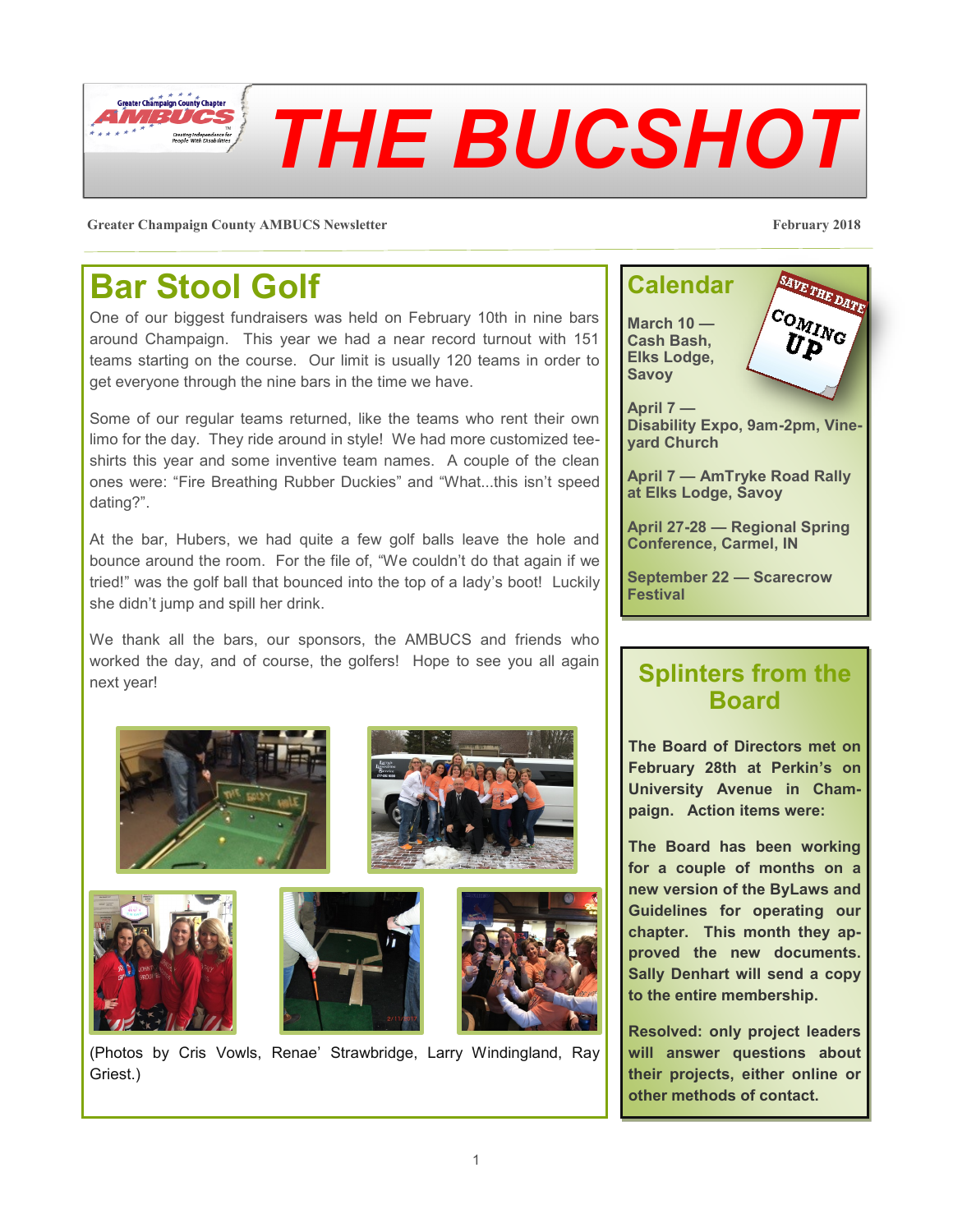# THE BUCSHOT

**Greater Champaign County AMBUCS Newsletter** | **February 2018**

## Bar Stool Golf

One of our biggest fundraisers was held on February 10th in nine bars around Champaign. This year we had a near record turnout with 151 teams starting on the course. Our limit is usually 120 teams in order to get everyone through the nine bars in the time we have.

Some of our regular teams returned, like the teams who rent their own limo for the day. They ride around in style! We had more customized tee-shirts this year and some inventive team names. A couple of the clean ones were: "Fire Breathing Rubber Duckies" and "What...this isn't speed dating?".

At the bar, Hubers, we had quite a few golf balls leave the hole and bounce around the room. For the file of, "We couldn't do that again if we tried!" was the golf ball that bounced into the top of a lady's boot! Luckily she didn't jump and spill her drink.

We thank all the bars, our sponsors, the AMBUCS and friends who worked the day, and of course, the golfers! Hope to see you all again next year!

(Photos by Cris Vowls, Renae' Strawbridge, Larry Windingland, Ray Griest.)

## Calendar

**March 10 — Cash Bash, Elks Lodge, Savoy**

**April 7 — Disability Expo, 9am-2pm, Vineyard Church**

**April 7 — AmTryke Road Rally at Elks Lodge, Savoy**

**April 27-28 — Regional Spring Conference, Carmel, IN**

**September 22 — Scarecrow Festival**

## Splinters from the Board

**The Board of Directors met on February 28th at Perkin's on University Avenue in Champaign. Action items were:**

**The Board has been working for a couple of months on a new version of the ByLaws and Guidelines for operating our chapter. This month they approved the new documents. Sally Denhart will send a copy to the entire membership.**

**Resolved: only project leaders will answer questions about their projects, either online or other methods of contact.**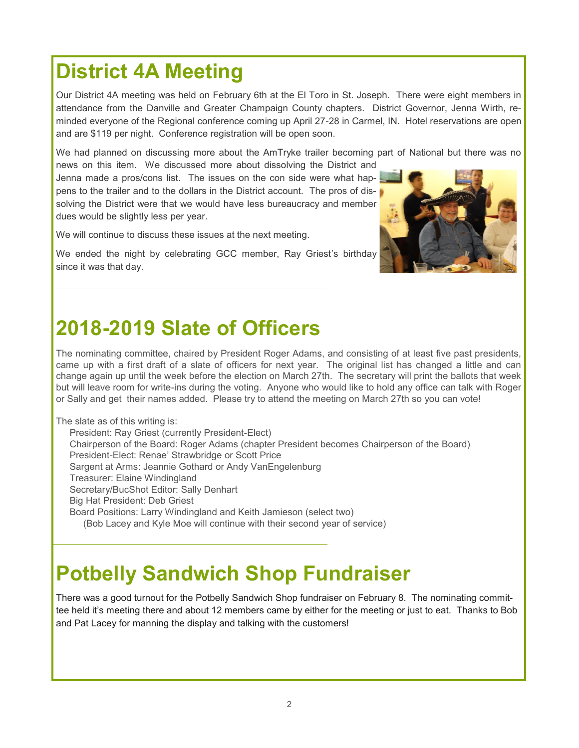# District 4A Meeting

Our District 4A meeting was held on February 6th at the El Toro in St. Joseph. There were eight members in attendance from the Danville and Greater Champaign County chapters. District Governor, Jenna Wirth, reminded everyone of the Regional conference coming up April 27-28 in Carmel, IN. Hotel reservations are open and are $119 per night. Conference registration will be open soon.

We had planned on discussing more about the AmTryke trailer becoming part of National but there was no news on this item. We discussed more about dissolving the District and Jenna made a pros/cons list. The issues on the con side were what happens to the trailer and to the dollars in the District account. The pros of dissolving the District were that we would have less bureaucracy and member dues would be slightly less per year.

We will continue to discuss these issues at the next meeting.

We ended the night by celebrating GCC member, Ray Griest's birthday since it was that day.

# 2018-2019 Slate of Officers

The nominating committee, chaired by President Roger Adams, and consisting of at least five past presidents, came up with a first draft of a slate of officers for next year. The original list has changed a little and can change again up until the week before the election on March 27th. The secretary will print the ballots that week but will leave room for write-ins during the voting. Anyone who would like to hold any office can talk with Roger or Sally and get their names added. Please try to attend the meeting on March 27th so you can vote!

The slate as of this writing is:

- President: Ray Griest (currently President-Elect)
- Chairperson of the Board: Roger Adams (chapter President becomes Chairperson of the Board)
- President-Elect: Renae' Strawbridge or Scott Price
- Sargent at Arms: Jeannie Gothard or Andy VanEngelenburg
- Treasurer: Elaine Windingland
- Secretary/BucShot Editor: Sally Denhart
- Big Hat President: Deb Griest
- Board Positions: Larry Windingland and Keith Jamieson (select two)
  - (Bob Lacey and Kyle Moe will continue with their second year of service)

# Potbelly Sandwich Shop Fundraiser

There was a good turnout for the Potbelly Sandwich Shop fundraiser on February 8. The nominating committee held it's meeting there and about 12 members came by either for the meeting or just to eat. Thanks to Bob and Pat Lacey for manning the display and talking with the customers!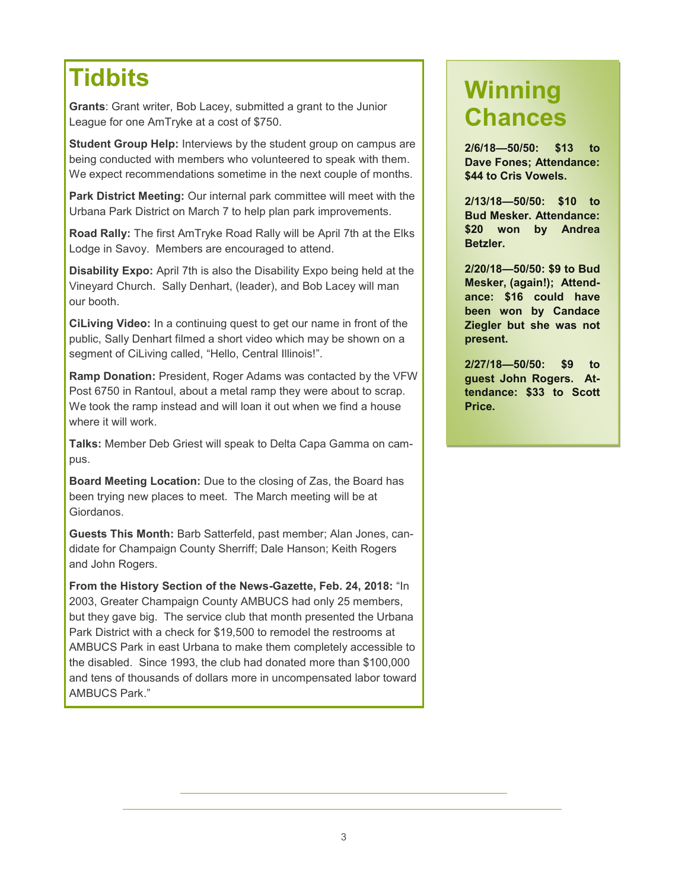# Tidbits

**Grants**: Grant writer, Bob Lacey, submitted a grant to the Junior League for one AmTryke at a cost of $750.

**Student Group Help:** Interviews by the student group on campus are being conducted with members who volunteered to speak with them. We expect recommendations sometime in the next couple of months.

**Park District Meeting:** Our internal park committee will meet with the Urbana Park District on March 7 to help plan park improvements.

**Road Rally:** The first AmTryke Road Rally will be April 7th at the Elks Lodge in Savoy. Members are encouraged to attend.

**Disability Expo:** April 7th is also the Disability Expo being held at the Vineyard Church. Sally Denhart, (leader), and Bob Lacey will man our booth.

**CiLiving Video:** In a continuing quest to get our name in front of the public, Sally Denhart filmed a short video which may be shown on a segment of CiLiving called, "Hello, Central Illinois!".

**Ramp Donation:** President, Roger Adams was contacted by the VFW Post 6750 in Rantoul, about a metal ramp they were about to scrap. We took the ramp instead and will loan it out when we find a house where it will work.

**Talks:** Member Deb Griest will speak to Delta Capa Gamma on campus.

**Board Meeting Location:** Due to the closing of Zas, the Board has been trying new places to meet. The March meeting will be at Giordanos.

**Guests This Month:** Barb Satterfeld, past member; Alan Jones, candidate for Champaign County Sherriff; Dale Hanson; Keith Rogers and John Rogers.

**From the History Section of the News-Gazette, Feb. 24, 2018:** "In 2003, Greater Champaign County AMBUCS had only 25 members, but they gave big. The service club that month presented the Urbana Park District with a check for $19,500 to remodel the restrooms at AMBUCS Park in east Urbana to make them completely accessible to the disabled. Since 1993, the club had donated more than $100,000 and tens of thousands of dollars more in uncompensated labor toward AMBUCS Park."

# Winning Chances

**2/6/18—50/50: $13 to Dave Fones; Attendance: $44 to Cris Vowels.**

**2/13/18—50/50: $10 to Bud Mesker. Attendance: $20 won by Andrea Betzler.**

**2/20/18—50/50: $9 to Bud Mesker, (again!); Attendance: $16 could have been won by Candace Ziegler but she was not present.**

**2/27/18—50/50: $9 to guest John Rogers. Attendance: $33 to Scott Price.**